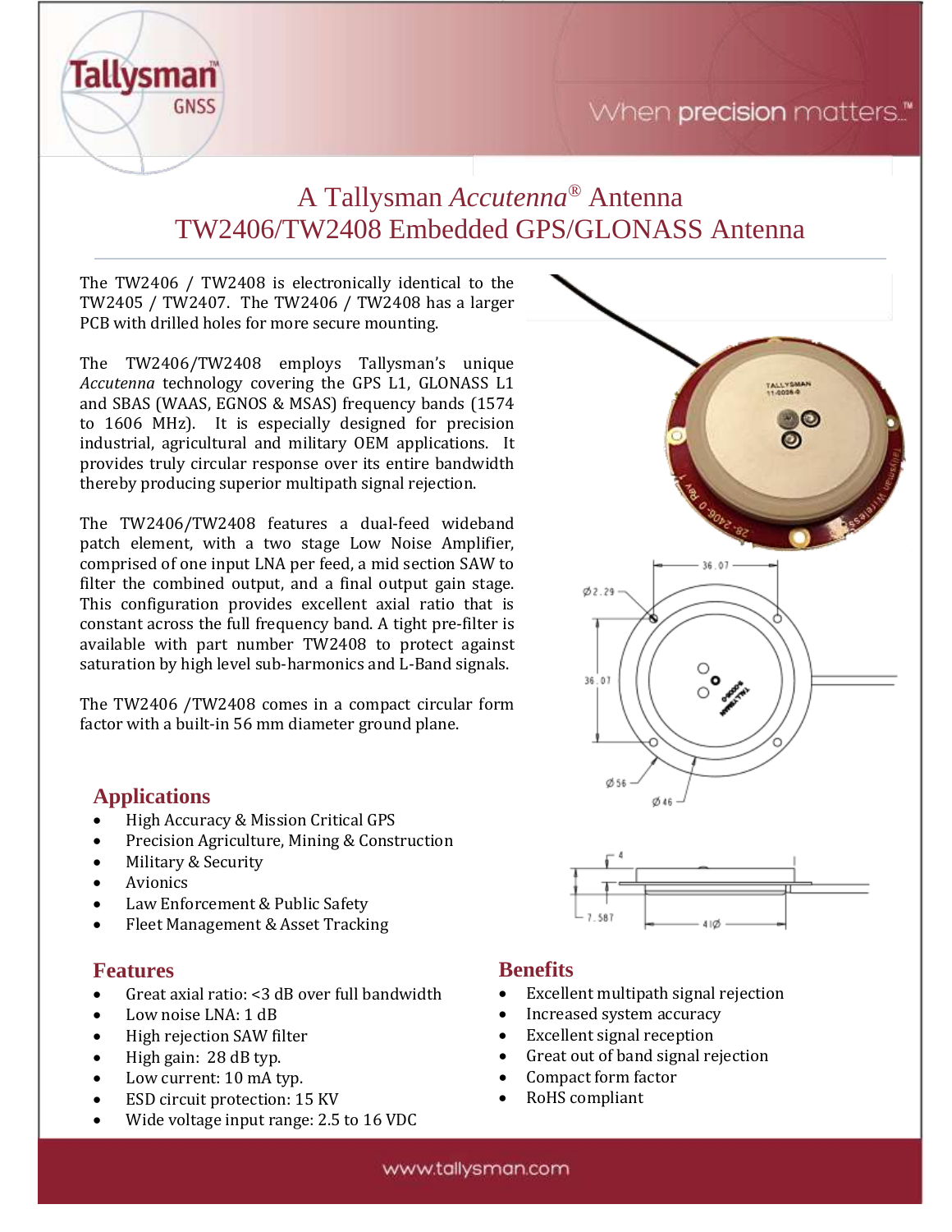# A Tallysman *Accutenna*® Antenna
# TW2406/TW2408 Embedded GPS/GLONASS Antenna

The TW2406 / TW2408 is electronically identical to the TW2405 / TW2407. The TW2406 / TW2408 has a larger PCB with drilled holes for more secure mounting.

The TW2406/TW2408 employs Tallysman's unique *Accutenna* technology covering the GPS L1, GLONASS L1 and SBAS (WAAS, EGNOS & MSAS) frequency bands (1574 to 1606 MHz). It is especially designed for precision industrial, agricultural and military OEM applications. It provides truly circular response over its entire bandwidth thereby producing superior multipath signal rejection.

The TW2406/TW2408 features a dual-feed wideband patch element, with a two stage Low Noise Amplifier, comprised of one input LNA per feed, a mid section SAW to filter the combined output, and a final output gain stage. This configuration provides excellent axial ratio that is constant across the full frequency band. A tight pre-filter is available with part number TW2408 to protect against saturation by high level sub-harmonics and L-Band signals.

The TW2406 /TW2408 comes in a compact circular form factor with a built-in 56 mm diameter ground plane.

## Applications

- High Accuracy & Mission Critical GPS
- Precision Agriculture, Mining & Construction
- Military & Security
- Avionics
- Law Enforcement & Public Safety
- Fleet Management & Asset Tracking

## Features

- Great axial ratio: <3 dB over full bandwidth
- Low noise LNA: 1 dB
- High rejection SAW filter
- High gain: 28 dB typ.
- Low current: 10 mA typ.
- ESD circuit protection: 15 KV
- Wide voltage input range: 2.5 to 16 VDC

## Benefits

- Excellent multipath signal rejection
- Increased system accuracy
- Excellent signal reception
- Great out of band signal rejection
- Compact form factor
- RoHS compliant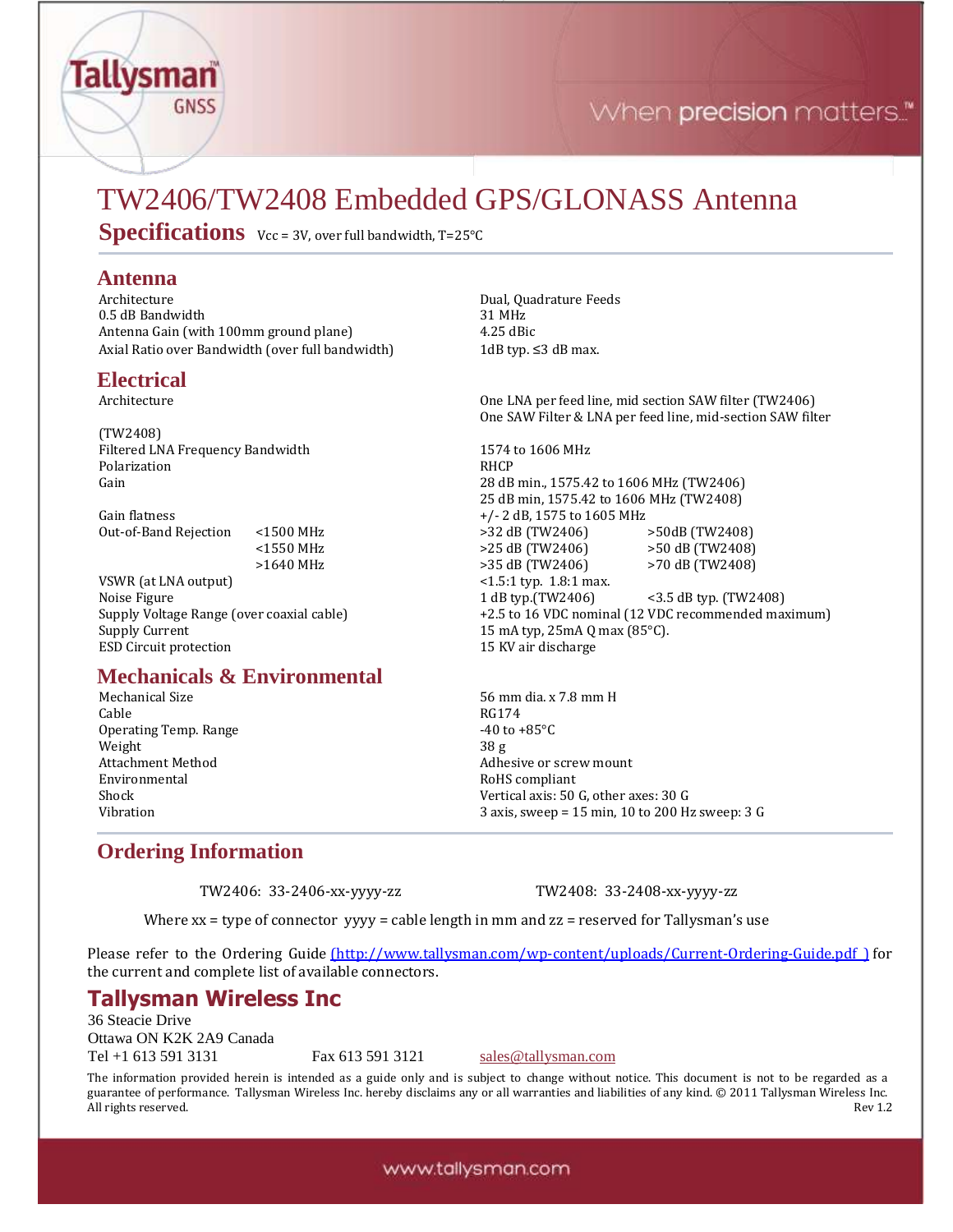# TW2406/TW2408 Embedded GPS/GLONASS Antenna

## Specifications Vcc = 3V, over full bandwidth, T=25°C

### Antenna

| | |
|---|---|
| Architecture | Dual, Quadrature Feeds |
| 0.5 dB Bandwidth | 31 MHz |
| Antenna Gain (with 100mm ground plane) | 4.25 dBic |
| Axial Ratio over Bandwidth (over full bandwidth) | 1dB typ. ≤3 dB max. |

### Electrical

| | | | |
|---|---|---|---|
| Architecture | | One LNA per feed line, mid section SAW filter (TW2406) | |
| (TW2408) | | One SAW Filter & LNA per feed line, mid-section SAW filter | |
| Filtered LNA Frequency Bandwidth | | 1574 to 1606 MHz | |
| Polarization | | RHCP | |
| Gain | | 28 dB min., 1575.42 to 1606 MHz (TW2406) | |
| | | 25 dB min, 1575.42 to 1606 MHz (TW2408) | |
| Gain flatness | | +/- 2 dB, 1575 to 1605 MHz | |
| Out-of-Band Rejection | <1500 MHz | >32 dB (TW2406) | >50dB (TW2408) |
| | <1550 MHz | >25 dB (TW2406) | >50 dB (TW2408) |
| | >1640 MHz | >35 dB (TW2406) | >70 dB (TW2408) |
| VSWR (at LNA output) | | <1.5:1 typ. 1.8:1 max. | |
| Noise Figure | | 1 dB typ.(TW2406) | <3.5 dB typ. (TW2408) |
| Supply Voltage Range (over coaxial cable) | | +2.5 to 16 VDC nominal (12 VDC recommended maximum) | |
| Supply Current | | 15 mA typ, 25mA Q max (85°C). | |
| ESD Circuit protection | | 15 KV air discharge | |

### Mechanicals & Environmental

| | |
|---|---|
| Mechanical Size | 56 mm dia. x 7.8 mm H |
| Cable | RG174 |
| Operating Temp. Range | -40 to +85°C |
| Weight | 38 g |
| Attachment Method | Adhesive or screw mount |
| Environmental | RoHS compliant |
| Shock | Vertical axis: 50 G, other axes: 30 G |
| Vibration | 3 axis, sweep = 15 min, 10 to 200 Hz sweep: 3 G |

### Ordering Information

TW2406: 33-2406-xx-yyyy-zz        TW2408: 33-2408-xx-yyyy-zz

Where xx = type of connector yyyy = cable length in mm and zz = reserved for Tallysman's use

Please refer to the Ordering Guide (http://www.tallysman.com/wp-content/uploads/Current-Ordering-Guide.pdf ) for the current and complete list of available connectors.

## Tallysman Wireless Inc

36 Steacie Drive
Ottawa ON K2K 2A9 Canada
Tel +1 613 591 3131    Fax 613 591 3121    sales@tallysman.com

The information provided herein is intended as a guide only and is subject to change without notice. This document is not to be regarded as a guarantee of performance. Tallysman Wireless Inc. hereby disclaims any or all warranties and liabilities of any kind. © 2011 Tallysman Wireless Inc. All rights reserved.

Rev 1.2